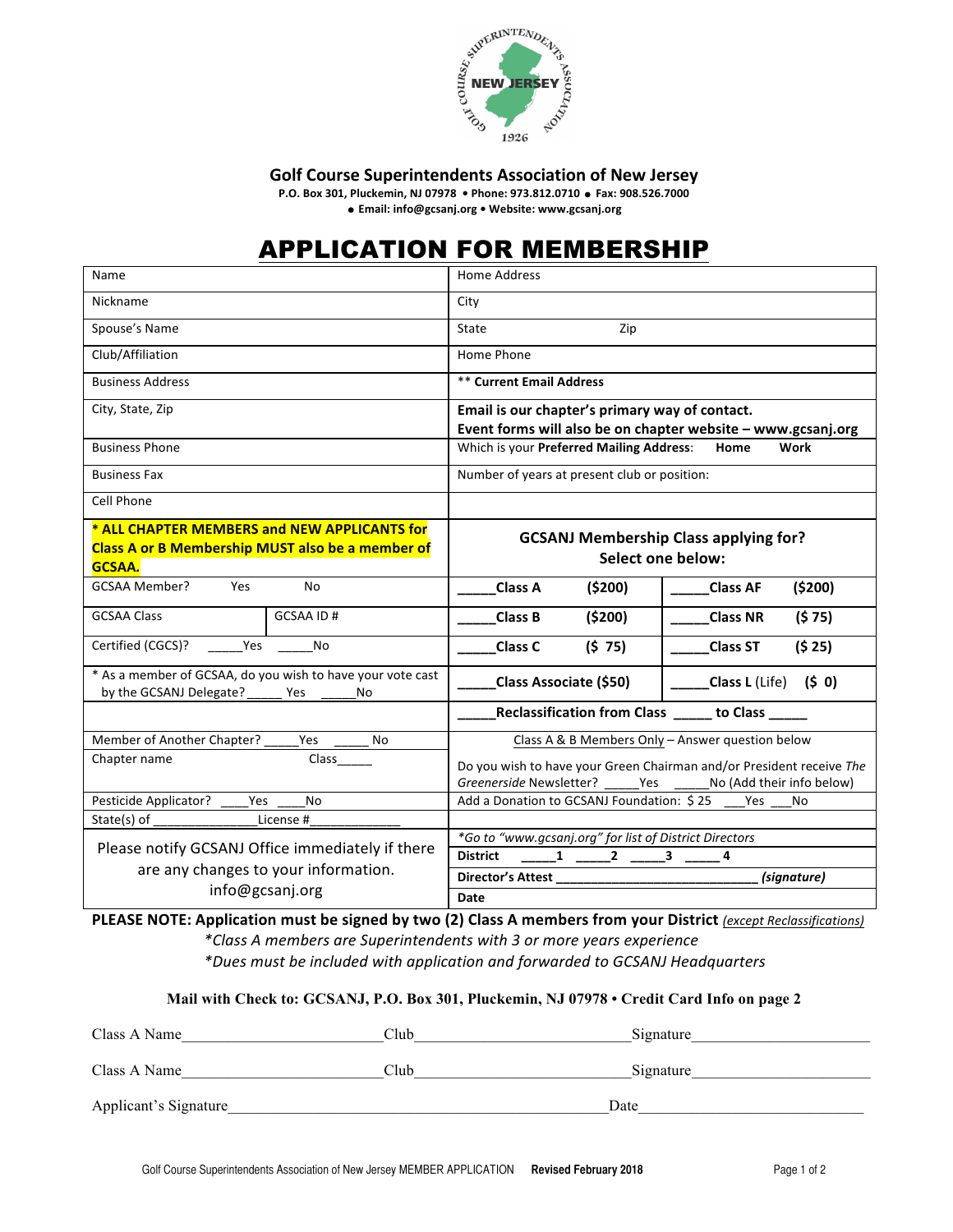# Golf Course Superintendents Association of New Jersey

**P.O. Box 301, Pluckemin, NJ 07978 • Phone: 973.812.0710 • Fax: 908.526.7000**
**• Email: info@gcsanj.org • Website: www.gcsanj.org**

# APPLICATION FOR MEMBERSHIP

| | | | |
|---|---|---|---|
| Name | | Home Address | |
| Nickname | | City | |
| Spouse's Name | | State Zip | |
| Club/Affiliation | | Home Phone | |
| Business Address | | ** **Current Email Address** | |
| City, State, Zip | | **Email is our chapter's primary way of contact. Event forms will also be on chapter website – www.gcsanj.org** | |
| Business Phone | | Which is your **Preferred Mailing Address**: **Home** **Work** | |
| Business Fax | | Number of years at present club or position: | |
| Cell Phone | | | |
| **\* ALL CHAPTER MEMBERS and NEW APPLICANTS for Class A or B Membership MUST also be a member of GCSAA.** | | **GCSANJ Membership Class applying for? Select one below:** | |
| GCSAA Member? Yes No | | _____**Class A** **($200)** | _____**Class AF** **($200)** |
| GCSAA Class | GCSAA ID # | _____**Class B** **($200)** | _____**Class NR** **($ 75)** |
| Certified (CGCS)? _____Yes _____No | | _____**Class C** **($ 75)** | _____**Class ST** **($ 25)** |
| \* As a member of GCSAA, do you wish to have your vote cast by the GCSANJ Delegate? _____ Yes _____No | | _____**Class Associate ($50)** | _____**Class L** (Life) **($ 0)** |
| | | _____**Reclassification from Class _____ to Class _____** | |
| Member of Another Chapter? _____Yes _____ No | | Class A & B Members Only – Answer question below | |
| Chapter name Class_____ | | Do you wish to have your Green Chairman and/or President receive *The Greenerside* Newsletter? _____Yes _____No (Add their info below) | |
| Pesticide Applicator? ____Yes ____No | | Add a Donation to GCSANJ Foundation: $ 25 ___Yes ___No | |
| State(s) of ______________License #____________ | | | |
| Please notify GCSANJ Office immediately if there are any changes to your information. info@gcsanj.org | | *\*Go to "www.gcsanj.org" for list of District Directors* | |
| | | **District** _____**1** _____**2** _____**3** _____ **4** | |
| | | **Director's Attest** ___________________________ ***(signature)*** | |
| | | **Date** | |

**PLEASE NOTE: Application must be signed by two (2) Class A members from your District** *(except Reclassifications)*

*\*Class A members are Superintendents with 3 or more years experience*

*\*Dues must be included with application and forwarded to GCSANJ Headquarters*

**Mail with Check to: GCSANJ, P.O. Box 301, Pluckemin, NJ 07978 • Credit Card Info on page 2**

Class A Name________________________ Club__________________________ Signature______________________

Class A Name________________________ Club__________________________ Signature______________________

Applicant's Signature_____________________________________________ Date____________________________

Golf Course Superintendents Association of New Jersey MEMBER APPLICATION **Revised February 2018**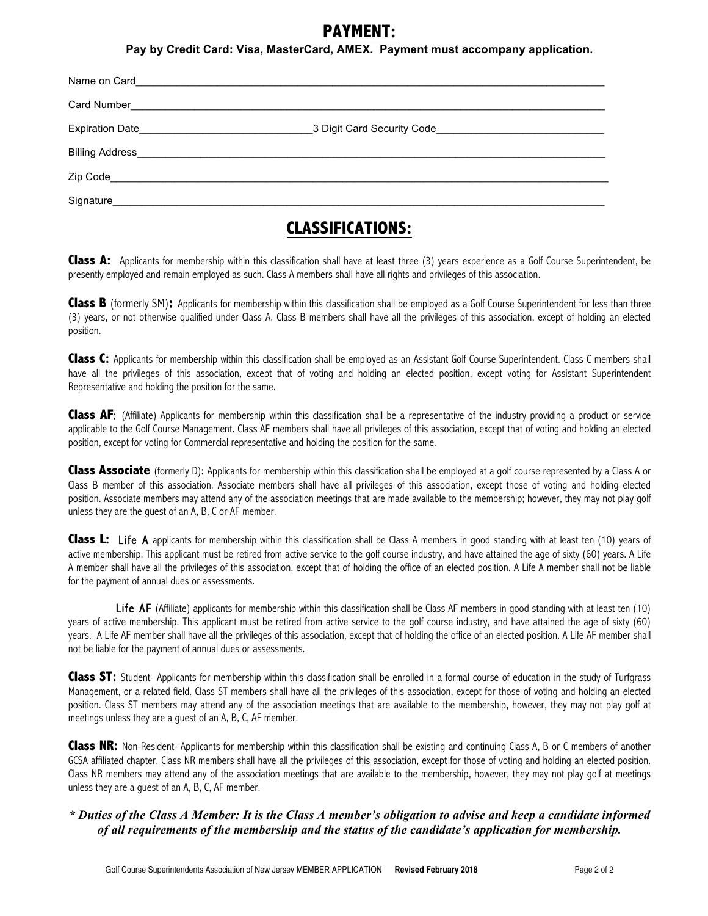## PAYMENT:

**Pay by Credit Card: Visa, MasterCard, AMEX. Payment must accompany application.**

Name on Card_______________________________________________

Card Number_______________________________________________

Expiration Date_____________________ 3 Digit Card Security Code_____________________

Billing Address_______________________________________________

Zip Code_______________________________________________

Signature_______________________________________________

## CLASSIFICATIONS:

**Class A:** Applicants for membership within this classification shall have at least three (3) years experience as a Golf Course Superintendent, be presently employed and remain employed as such. Class A members shall have all rights and privileges of this association.

**Class B** (formerly SM)**:** Applicants for membership within this classification shall be employed as a Golf Course Superintendent for less than three (3) years, or not otherwise qualified under Class A. Class B members shall have all the privileges of this association, except of holding an elected position.

**Class C:** Applicants for membership within this classification shall be employed as an Assistant Golf Course Superintendent. Class C members shall have all the privileges of this association, except that of voting and holding an elected position, except voting for Assistant Superintendent Representative and holding the position for the same.

**Class AF**: (Affiliate) Applicants for membership within this classification shall be a representative of the industry providing a product or service applicable to the Golf Course Management. Class AF members shall have all privileges of this association, except that of voting and holding an elected position, except for voting for Commercial representative and holding the position for the same.

**Class Associate** (formerly D): Applicants for membership within this classification shall be employed at a golf course represented by a Class A or Class B member of this association. Associate members shall have all privileges of this association, except those of voting and holding elected position. Associate members may attend any of the association meetings that are made available to the membership; however, they may not play golf unless they are the guest of an A, B, C or AF member.

**Class L:** Life A applicants for membership within this classification shall be Class A members in good standing with at least ten (10) years of active membership. This applicant must be retired from active service to the golf course industry, and have attained the age of sixty (60) years. A Life A member shall have all the privileges of this association, except that of holding the office of an elected position. A Life A member shall not be liable for the payment of annual dues or assessments.

Life AF (Affiliate) applicants for membership within this classification shall be Class AF members in good standing with at least ten (10) years of active membership. This applicant must be retired from active service to the golf course industry, and have attained the age of sixty (60) years. A Life AF member shall have all the privileges of this association, except that of holding the office of an elected position. A Life AF member shall not be liable for the payment of annual dues or assessments.

**Class ST:** Student- Applicants for membership within this classification shall be enrolled in a formal course of education in the study of Turfgrass Management, or a related field. Class ST members shall have all the privileges of this association, except for those of voting and holding an elected position. Class ST members may attend any of the association meetings that are available to the membership, however, they may not play golf at meetings unless they are a guest of an A, B, C, AF member.

**Class NR:** Non-Resident- Applicants for membership within this classification shall be existing and continuing Class A, B or C members of another GCSA affiliated chapter. Class NR members shall have all the privileges of this association, except for those of voting and holding an elected position. Class NR members may attend any of the association meetings that are available to the membership, however, they may not play golf at meetings unless they are a guest of an A, B, C, AF member.

***\* Duties of the Class A Member: It is the Class A member's obligation to advise and keep a candidate informed of all requirements of the membership and the status of the candidate's application for membership.***